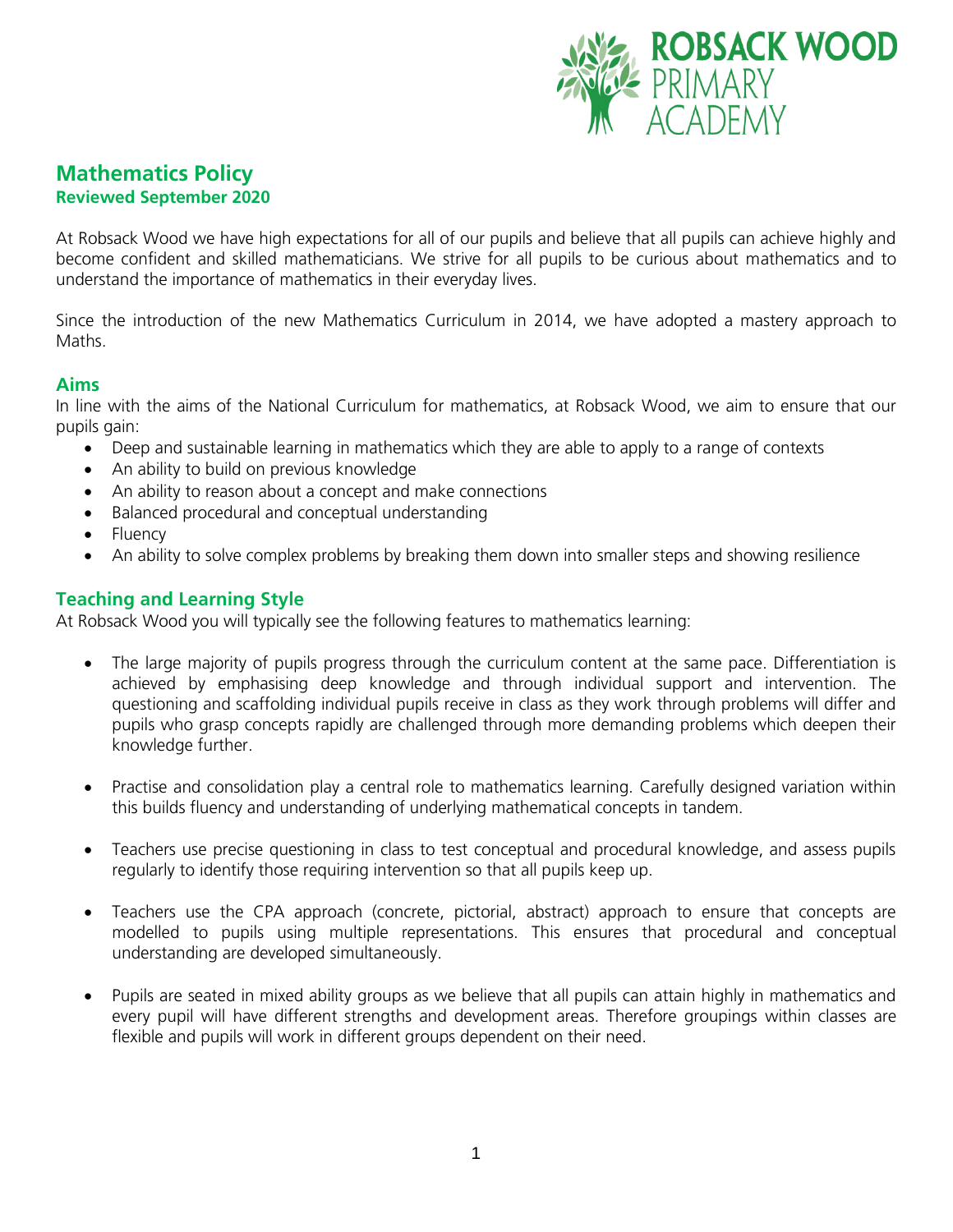# Mathematics Policy

**Reviewed September 2020**

At Robsack Wood we have high expectations for all of our pupils and believe that all pupils can achieve highly and become confident and skilled mathematicians. We strive for all pupils to be curious about mathematics and to understand the importance of mathematics in their everyday lives.

Since the introduction of the new Mathematics Curriculum in 2014, we have adopted a mastery approach to Maths.

## Aims

In line with the aims of the National Curriculum for mathematics, at Robsack Wood, we aim to ensure that our pupils gain:

- Deep and sustainable learning in mathematics which they are able to apply to a range of contexts
- An ability to build on previous knowledge
- An ability to reason about a concept and make connections
- Balanced procedural and conceptual understanding
- Fluency
- An ability to solve complex problems by breaking them down into smaller steps and showing resilience

## Teaching and Learning Style

At Robsack Wood you will typically see the following features to mathematics learning:

- The large majority of pupils progress through the curriculum content at the same pace. Differentiation is achieved by emphasising deep knowledge and through individual support and intervention. The questioning and scaffolding individual pupils receive in class as they work through problems will differ and pupils who grasp concepts rapidly are challenged through more demanding problems which deepen their knowledge further.

- Practise and consolidation play a central role to mathematics learning. Carefully designed variation within this builds fluency and understanding of underlying mathematical concepts in tandem.

- Teachers use precise questioning in class to test conceptual and procedural knowledge, and assess pupils regularly to identify those requiring intervention so that all pupils keep up.

- Teachers use the CPA approach (concrete, pictorial, abstract) approach to ensure that concepts are modelled to pupils using multiple representations. This ensures that procedural and conceptual understanding are developed simultaneously.

- Pupils are seated in mixed ability groups as we believe that all pupils can attain highly in mathematics and every pupil will have different strengths and development areas. Therefore groupings within classes are flexible and pupils will work in different groups dependent on their need.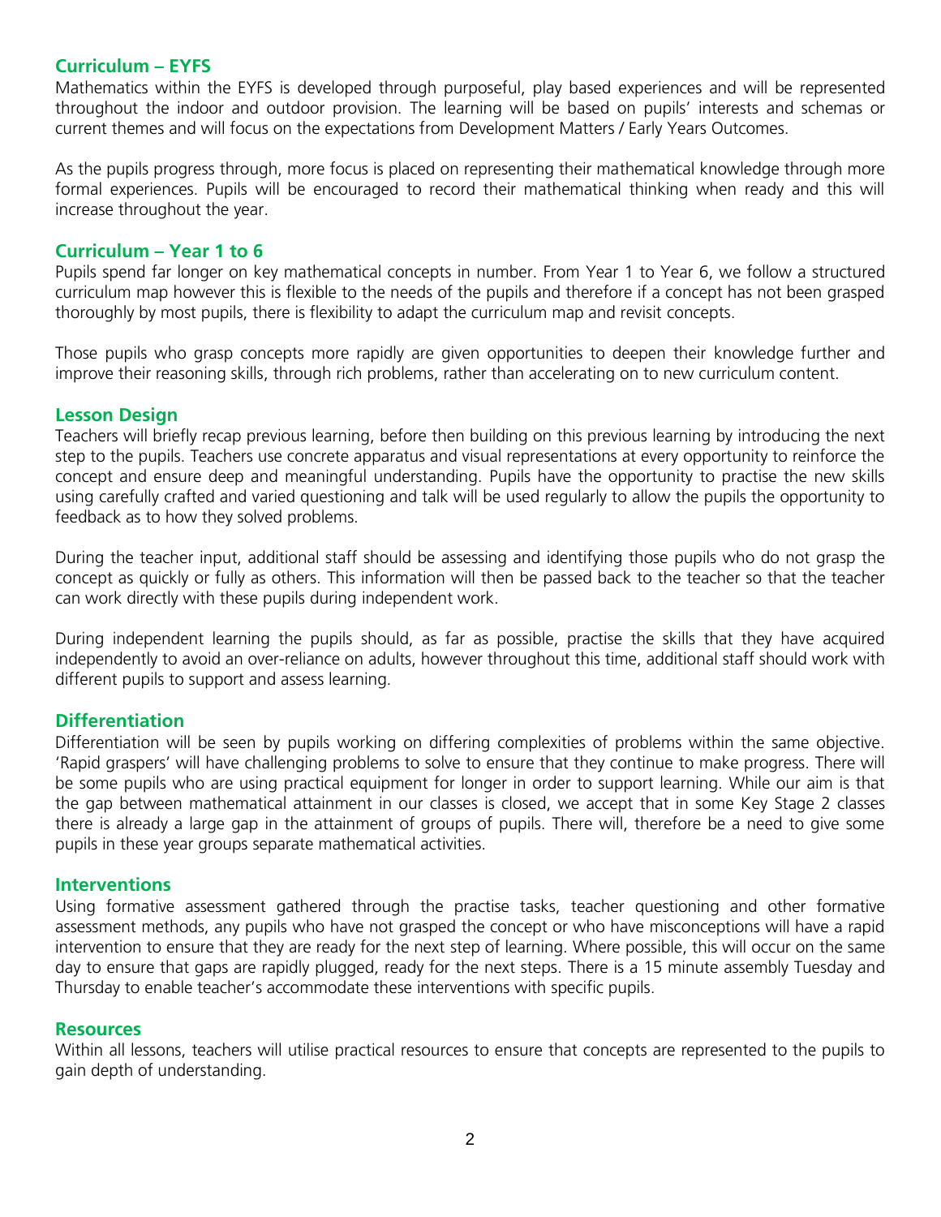## Curriculum – EYFS

Mathematics within the EYFS is developed through purposeful, play based experiences and will be represented throughout the indoor and outdoor provision. The learning will be based on pupils' interests and schemas or current themes and will focus on the expectations from Development Matters / Early Years Outcomes.

As the pupils progress through, more focus is placed on representing their mathematical knowledge through more formal experiences. Pupils will be encouraged to record their mathematical thinking when ready and this will increase throughout the year.

## Curriculum – Year 1 to 6

Pupils spend far longer on key mathematical concepts in number. From Year 1 to Year 6, we follow a structured curriculum map however this is flexible to the needs of the pupils and therefore if a concept has not been grasped thoroughly by most pupils, there is flexibility to adapt the curriculum map and revisit concepts.

Those pupils who grasp concepts more rapidly are given opportunities to deepen their knowledge further and improve their reasoning skills, through rich problems, rather than accelerating on to new curriculum content.

## Lesson Design

Teachers will briefly recap previous learning, before then building on this previous learning by introducing the next step to the pupils. Teachers use concrete apparatus and visual representations at every opportunity to reinforce the concept and ensure deep and meaningful understanding. Pupils have the opportunity to practise the new skills using carefully crafted and varied questioning and talk will be used regularly to allow the pupils the opportunity to feedback as to how they solved problems.

During the teacher input, additional staff should be assessing and identifying those pupils who do not grasp the concept as quickly or fully as others. This information will then be passed back to the teacher so that the teacher can work directly with these pupils during independent work.

During independent learning the pupils should, as far as possible, practise the skills that they have acquired independently to avoid an over-reliance on adults, however throughout this time, additional staff should work with different pupils to support and assess learning.

## Differentiation

Differentiation will be seen by pupils working on differing complexities of problems within the same objective. 'Rapid graspers' will have challenging problems to solve to ensure that they continue to make progress. There will be some pupils who are using practical equipment for longer in order to support learning. While our aim is that the gap between mathematical attainment in our classes is closed, we accept that in some Key Stage 2 classes there is already a large gap in the attainment of groups of pupils. There will, therefore be a need to give some pupils in these year groups separate mathematical activities.

## Interventions

Using formative assessment gathered through the practise tasks, teacher questioning and other formative assessment methods, any pupils who have not grasped the concept or who have misconceptions will have a rapid intervention to ensure that they are ready for the next step of learning. Where possible, this will occur on the same day to ensure that gaps are rapidly plugged, ready for the next steps. There is a 15 minute assembly Tuesday and Thursday to enable teacher's accommodate these interventions with specific pupils.

## Resources

Within all lessons, teachers will utilise practical resources to ensure that concepts are represented to the pupils to gain depth of understanding.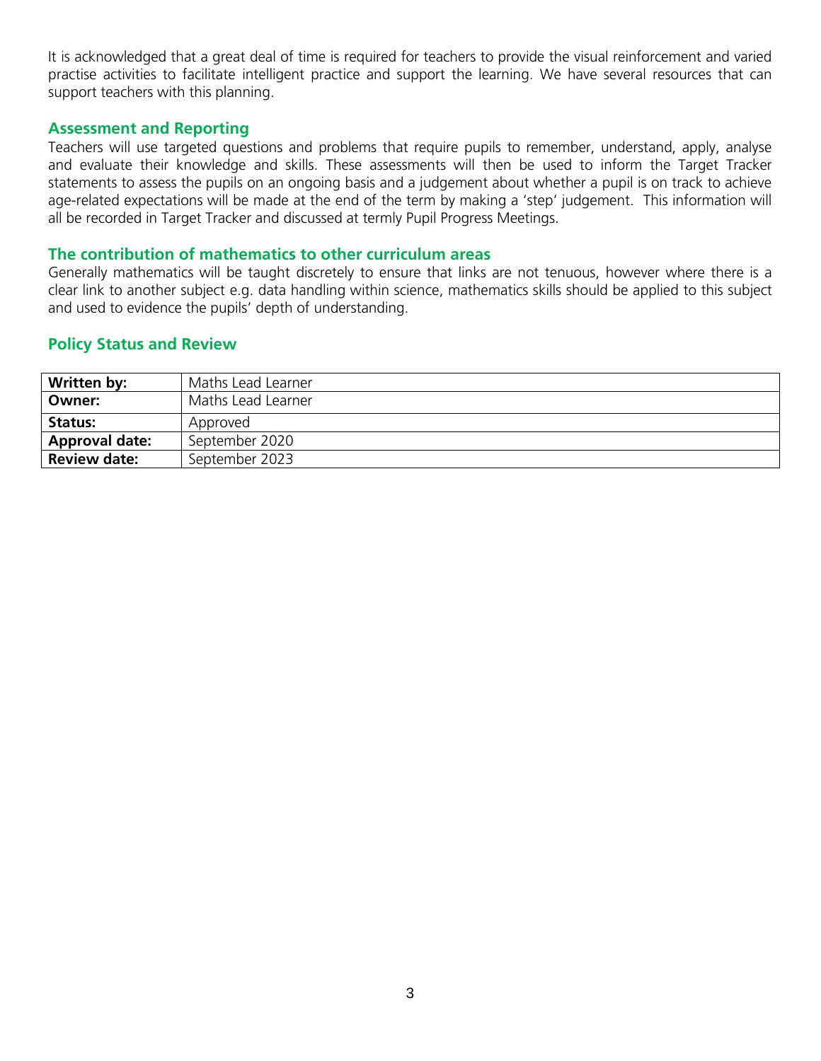It is acknowledged that a great deal of time is required for teachers to provide the visual reinforcement and varied practise activities to facilitate intelligent practice and support the learning. We have several resources that can support teachers with this planning.

## Assessment and Reporting

Teachers will use targeted questions and problems that require pupils to remember, understand, apply, analyse and evaluate their knowledge and skills. These assessments will then be used to inform the Target Tracker statements to assess the pupils on an ongoing basis and a judgement about whether a pupil is on track to achieve age-related expectations will be made at the end of the term by making a 'step' judgement. This information will all be recorded in Target Tracker and discussed at termly Pupil Progress Meetings.

## The contribution of mathematics to other curriculum areas

Generally mathematics will be taught discretely to ensure that links are not tenuous, however where there is a clear link to another subject e.g. data handling within science, mathematics skills should be applied to this subject and used to evidence the pupils' depth of understanding.

## Policy Status and Review

| | |
|---|---|
| **Written by:** | Maths Lead Learner |
| **Owner:** | Maths Lead Learner |
| **Status:** | Approved |
| **Approval date:** | September 2020 |
| **Review date:** | September 2023 |